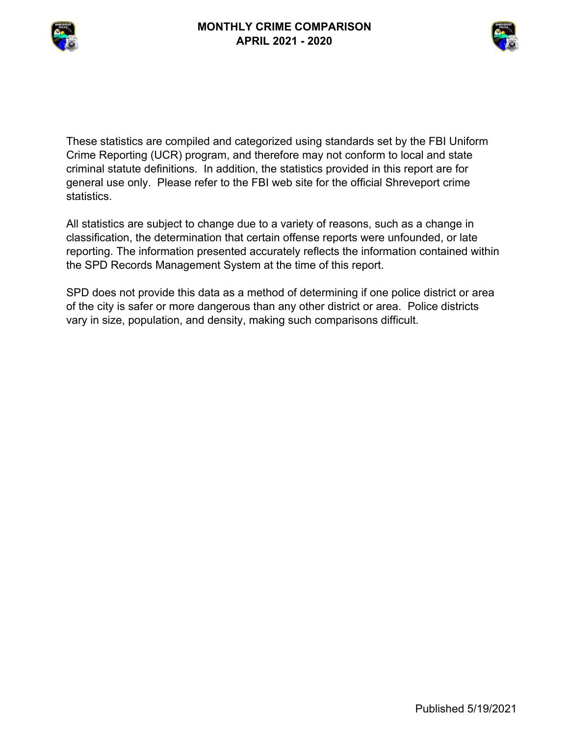# MONTHLY CRIME COMPARISON
## APRIL 2021 - 2020

These statistics are compiled and categorized using standards set by the FBI Uniform Crime Reporting (UCR) program, and therefore may not conform to local and state criminal statute definitions. In addition, the statistics provided in this report are for general use only. Please refer to the FBI web site for the official Shreveport crime statistics.

All statistics are subject to change due to a variety of reasons, such as a change in classification, the determination that certain offense reports were unfounded, or late reporting. The information presented accurately reflects the information contained within the SPD Records Management System at the time of this report.

SPD does not provide this data as a method of determining if one police district or area of the city is safer or more dangerous than any other district or area. Police districts vary in size, population, and density, making such comparisons difficult.

Published 5/19/2021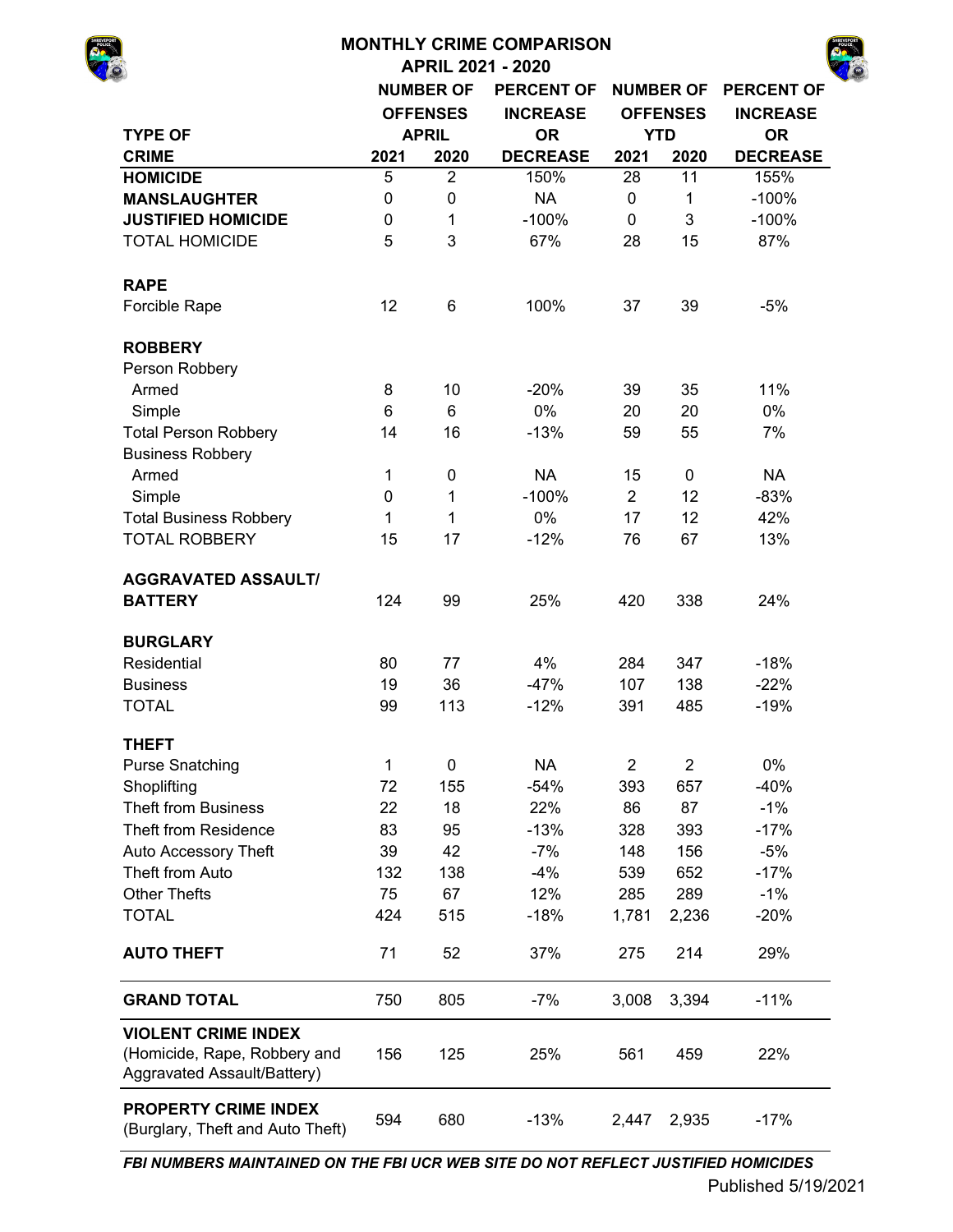# MONTHLY CRIME COMPARISON

## APRIL 2021 - 2020

| TYPE OF CRIME | NUMBER OF OFFENSES APRIL 2021 | NUMBER OF OFFENSES APRIL 2020 | PERCENT OF INCREASE OR DECREASE | NUMBER OF OFFENSES YTD 2021 | NUMBER OF OFFENSES YTD 2020 | PERCENT OF INCREASE OR DECREASE |
|---|---|---|---|---|---|---|
| **HOMICIDE** | 5 | 2 | 150% | 28 | 11 | 155% |
| **MANSLAUGHTER** | 0 | 0 | NA | 0 | 1 | -100% |
| **JUSTIFIED HOMICIDE** | 0 | 1 | -100% | 0 | 3 | -100% |
| TOTAL HOMICIDE | 5 | 3 | 67% | 28 | 15 | 87% |
| **RAPE** | | | | | | |
| Forcible Rape | 12 | 6 | 100% | 37 | 39 | -5% |
| **ROBBERY** | | | | | | |
| Person Robbery | | | | | | |
| Armed | 8 | 10 | -20% | 39 | 35 | 11% |
| Simple | 6 | 6 | 0% | 20 | 20 | 0% |
| Total Person Robbery | 14 | 16 | -13% | 59 | 55 | 7% |
| Business Robbery | | | | | | |
| Armed | 1 | 0 | NA | 15 | 0 | NA |
| Simple | 0 | 1 | -100% | 2 | 12 | -83% |
| Total Business Robbery | 1 | 1 | 0% | 17 | 12 | 42% |
| TOTAL ROBBERY | 15 | 17 | -12% | 76 | 67 | 13% |
| **AGGRAVATED ASSAULT/ BATTERY** | 124 | 99 | 25% | 420 | 338 | 24% |
| **BURGLARY** | | | | | | |
| Residential | 80 | 77 | 4% | 284 | 347 | -18% |
| Business | 19 | 36 | -47% | 107 | 138 | -22% |
| TOTAL | 99 | 113 | -12% | 391 | 485 | -19% |
| **THEFT** | | | | | | |
| Purse Snatching | 1 | 0 | NA | 2 | 2 | 0% |
| Shoplifting | 72 | 155 | -54% | 393 | 657 | -40% |
| Theft from Business | 22 | 18 | 22% | 86 | 87 | -1% |
| Theft from Residence | 83 | 95 | -13% | 328 | 393 | -17% |
| Auto Accessory Theft | 39 | 42 | -7% | 148 | 156 | -5% |
| Theft from Auto | 132 | 138 | -4% | 539 | 652 | -17% |
| Other Thefts | 75 | 67 | 12% | 285 | 289 | -1% |
| TOTAL | 424 | 515 | -18% | 1,781 | 2,236 | -20% |
| **AUTO THEFT** | 71 | 52 | 37% | 275 | 214 | 29% |
| **GRAND TOTAL** | 750 | 805 | -7% | 3,008 | 3,394 | -11% |
| **VIOLENT CRIME INDEX** (Homicide, Rape, Robbery and Aggravated Assault/Battery) | 156 | 125 | 25% | 561 | 459 | 22% |
| **PROPERTY CRIME INDEX** (Burglary, Theft and Auto Theft) | 594 | 680 | -13% | 2,447 | 2,935 | -17% |

***FBI NUMBERS MAINTAINED ON THE FBI UCR WEB SITE DO NOT REFLECT JUSTIFIED HOMICIDES***

Published 5/19/2021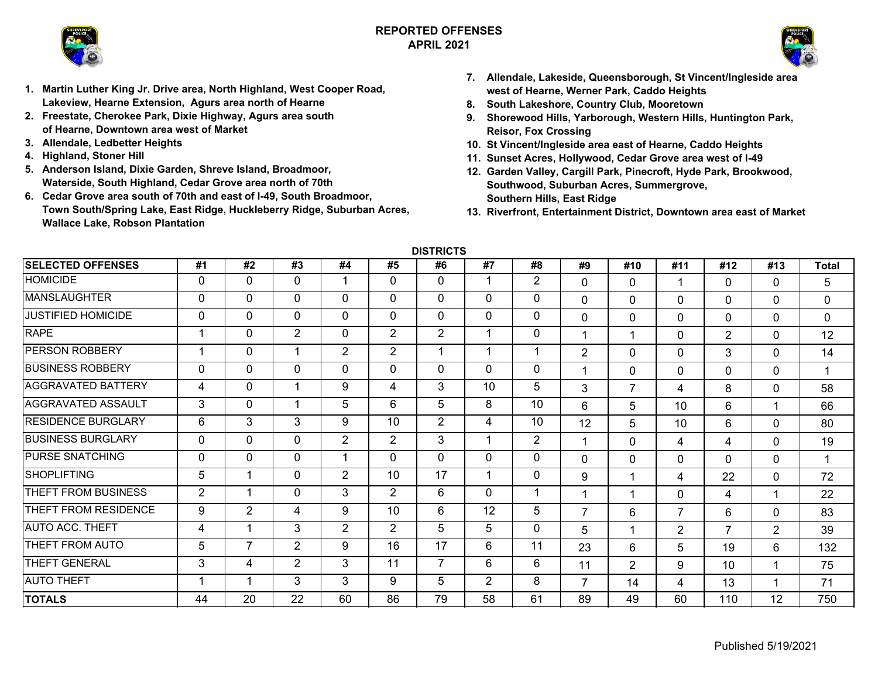# REPORTED OFFENSES
## APRIL 2021

1. Martin Luther King Jr. Drive area, North Highland, West Cooper Road, Lakeview, Hearne Extension, Agurs area north of Hearne
2. Freestate, Cherokee Park, Dixie Highway, Agurs area south of Hearne, Downtown area west of Market
3. Allendale, Ledbetter Heights
4. Highland, Stoner Hill
5. Anderson Island, Dixie Garden, Shreve Island, Broadmoor, Waterside, South Highland, Cedar Grove area north of 70th
6. Cedar Grove area south of 70th and east of I-49, South Broadmoor, Town South/Spring Lake, East Ridge, Huckleberry Ridge, Suburban Acres, Wallace Lake, Robson Plantation
7. Allendale, Lakeside, Queensborough, St Vincent/Ingleside area west of Hearne, Werner Park, Caddo Heights
8. South Lakeshore, Country Club, Mooretown
9. Shorewood Hills, Yarborough, Western Hills, Huntington Park, Reisor, Fox Crossing
10. St Vincent/Ingleside area east of Hearne, Caddo Heights
11. Sunset Acres, Hollywood, Cedar Grove area west of I-49
12. Garden Valley, Cargill Park, Pinecroft, Hyde Park, Brookwood, Southwood, Suburban Acres, Summergrove, Southern Hills, East Ridge
13. Riverfront, Entertainment District, Downtown area east of Market

| | DISTRICTS | | | | | | | | | | | | | |
|---|---|---|---|---|---|---|---|---|---|---|---|---|---|---|
| **SELECTED OFFENSES** | **#1** | **#2** | **#3** | **#4** | **#5** | **#6** | **#7** | **#8** | **#9** | **#10** | **#11** | **#12** | **#13** | **Total** |
| HOMICIDE | 0 | 0 | 0 | 1 | 0 | 0 | 1 | 2 | 0 | 0 | 1 | 0 | 0 | 5 |
| MANSLAUGHTER | 0 | 0 | 0 | 0 | 0 | 0 | 0 | 0 | 0 | 0 | 0 | 0 | 0 | 0 |
| JUSTIFIED HOMICIDE | 0 | 0 | 0 | 0 | 0 | 0 | 0 | 0 | 0 | 0 | 0 | 0 | 0 | 0 |
| RAPE | 1 | 0 | 2 | 0 | 2 | 2 | 1 | 0 | 1 | 1 | 0 | 2 | 0 | 12 |
| PERSON ROBBERY | 1 | 0 | 1 | 2 | 2 | 1 | 1 | 1 | 2 | 0 | 0 | 3 | 0 | 14 |
| BUSINESS ROBBERY | 0 | 0 | 0 | 0 | 0 | 0 | 0 | 0 | 1 | 0 | 0 | 0 | 0 | 1 |
| AGGRAVATED BATTERY | 4 | 0 | 1 | 9 | 4 | 3 | 10 | 5 | 3 | 7 | 4 | 8 | 0 | 58 |
| AGGRAVATED ASSAULT | 3 | 0 | 1 | 5 | 6 | 5 | 8 | 10 | 6 | 5 | 10 | 6 | 1 | 66 |
| RESIDENCE BURGLARY | 6 | 3 | 3 | 9 | 10 | 2 | 4 | 10 | 12 | 5 | 10 | 6 | 0 | 80 |
| BUSINESS BURGLARY | 0 | 0 | 0 | 2 | 2 | 3 | 1 | 2 | 1 | 0 | 4 | 4 | 0 | 19 |
| PURSE SNATCHING | 0 | 0 | 0 | 1 | 0 | 0 | 0 | 0 | 0 | 0 | 0 | 0 | 0 | 1 |
| SHOPLIFTING | 5 | 1 | 0 | 2 | 10 | 17 | 1 | 0 | 9 | 1 | 4 | 22 | 0 | 72 |
| THEFT FROM BUSINESS | 2 | 1 | 0 | 3 | 2 | 6 | 0 | 1 | 1 | 1 | 0 | 4 | 1 | 22 |
| THEFT FROM RESIDENCE | 9 | 2 | 4 | 9 | 10 | 6 | 12 | 5 | 7 | 6 | 7 | 6 | 0 | 83 |
| AUTO ACC. THEFT | 4 | 1 | 3 | 2 | 2 | 5 | 5 | 0 | 5 | 1 | 2 | 7 | 2 | 39 |
| THEFT FROM AUTO | 5 | 7 | 2 | 9 | 16 | 17 | 6 | 11 | 23 | 6 | 5 | 19 | 6 | 132 |
| THEFT GENERAL | 3 | 4 | 2 | 3 | 11 | 7 | 6 | 6 | 11 | 2 | 9 | 10 | 1 | 75 |
| AUTO THEFT | 1 | 1 | 3 | 3 | 9 | 5 | 2 | 8 | 7 | 14 | 4 | 13 | 1 | 71 |
| **TOTALS** | 44 | 20 | 22 | 60 | 86 | 79 | 58 | 61 | 89 | 49 | 60 | 110 | 12 | 750 |

Published 5/19/2021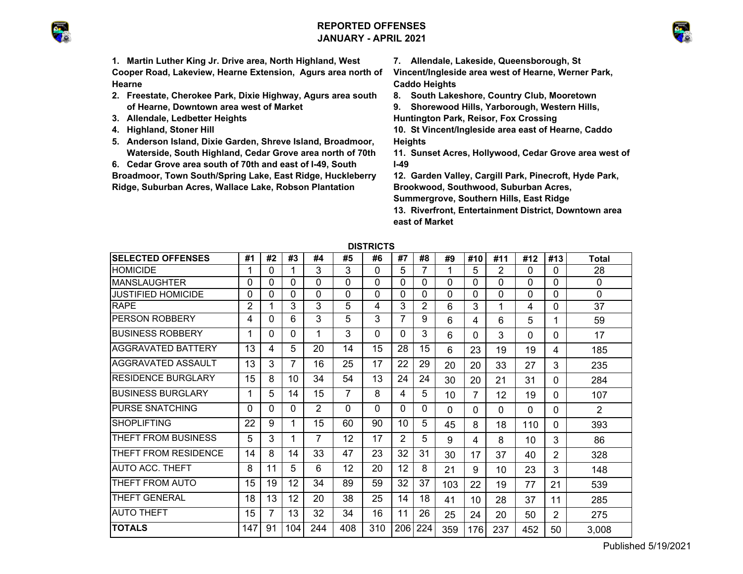# REPORTED OFFENSES
## JANUARY - APRIL 2021

1. **Martin Luther King Jr. Drive area, North Highland, West Cooper Road, Lakeview, Hearne Extension, Agurs area north of Hearne**
2. **Freestate, Cherokee Park, Dixie Highway, Agurs area south of Hearne, Downtown area west of Market**
3. **Allendale, Ledbetter Heights**
4. **Highland, Stoner Hill**
5. **Anderson Island, Dixie Garden, Shreve Island, Broadmoor, Waterside, South Highland, Cedar Grove area north of 70th**
6. **Cedar Grove area south of 70th and east of I-49, South Broadmoor, Town South/Spring Lake, East Ridge, Huckleberry Ridge, Suburban Acres, Wallace Lake, Robson Plantation**
7. **Allendale, Lakeside, Queensborough, St Vincent/Ingleside area west of Hearne, Werner Park, Caddo Heights**
8. **South Lakeshore, Country Club, Mooretown**
9. **Shorewood Hills, Yarborough, Western Hills, Huntington Park, Reisor, Fox Crossing**
10. **St Vincent/Ingleside area east of Hearne, Caddo Heights**
11. **Sunset Acres, Hollywood, Cedar Grove area west of I-49**
12. **Garden Valley, Cargill Park, Pinecroft, Hyde Park, Brookwood, Southwood, Suburban Acres, Summergrove, Southern Hills, East Ridge**
13. **Riverfront, Entertainment District, Downtown area east of Market**

**DISTRICTS**

| SELECTED OFFENSES | #1 | #2 | #3 | #4 | #5 | #6 | #7 | #8 | #9 | #10 | #11 | #12 | #13 | Total |
|---|---|---|---|---|---|---|---|---|---|---|---|---|---|---|
| HOMICIDE | 1 | 0 | 1 | 3 | 3 | 0 | 5 | 7 | 1 | 5 | 2 | 0 | 0 | 28 |
| MANSLAUGHTER | 0 | 0 | 0 | 0 | 0 | 0 | 0 | 0 | 0 | 0 | 0 | 0 | 0 | 0 |
| JUSTIFIED HOMICIDE | 0 | 0 | 0 | 0 | 0 | 0 | 0 | 0 | 0 | 0 | 0 | 0 | 0 | 0 |
| RAPE | 2 | 1 | 3 | 3 | 5 | 4 | 3 | 2 | 6 | 3 | 1 | 4 | 0 | 37 |
| PERSON ROBBERY | 4 | 0 | 6 | 3 | 5 | 3 | 7 | 9 | 6 | 4 | 6 | 5 | 1 | 59 |
| BUSINESS ROBBERY | 1 | 0 | 0 | 1 | 3 | 0 | 0 | 3 | 6 | 0 | 3 | 0 | 0 | 17 |
| AGGRAVATED BATTERY | 13 | 4 | 5 | 20 | 14 | 15 | 28 | 15 | 6 | 23 | 19 | 19 | 4 | 185 |
| AGGRAVATED ASSAULT | 13 | 3 | 7 | 16 | 25 | 17 | 22 | 29 | 20 | 20 | 33 | 27 | 3 | 235 |
| RESIDENCE BURGLARY | 15 | 8 | 10 | 34 | 54 | 13 | 24 | 24 | 30 | 20 | 21 | 31 | 0 | 284 |
| BUSINESS BURGLARY | 1 | 5 | 14 | 15 | 7 | 8 | 4 | 5 | 10 | 7 | 12 | 19 | 0 | 107 |
| PURSE SNATCHING | 0 | 0 | 0 | 2 | 0 | 0 | 0 | 0 | 0 | 0 | 0 | 0 | 0 | 2 |
| SHOPLIFTING | 22 | 9 | 1 | 15 | 60 | 90 | 10 | 5 | 45 | 8 | 18 | 110 | 0 | 393 |
| THEFT FROM BUSINESS | 5 | 3 | 1 | 7 | 12 | 17 | 2 | 5 | 9 | 4 | 8 | 10 | 3 | 86 |
| THEFT FROM RESIDENCE | 14 | 8 | 14 | 33 | 47 | 23 | 32 | 31 | 30 | 17 | 37 | 40 | 2 | 328 |
| AUTO ACC. THEFT | 8 | 11 | 5 | 6 | 12 | 20 | 12 | 8 | 21 | 9 | 10 | 23 | 3 | 148 |
| THEFT FROM AUTO | 15 | 19 | 12 | 34 | 89 | 59 | 32 | 37 | 103 | 22 | 19 | 77 | 21 | 539 |
| THEFT GENERAL | 18 | 13 | 12 | 20 | 38 | 25 | 14 | 18 | 41 | 10 | 28 | 37 | 11 | 285 |
| AUTO THEFT | 15 | 7 | 13 | 32 | 34 | 16 | 11 | 26 | 25 | 24 | 20 | 50 | 2 | 275 |
| **TOTALS** | 147 | 91 | 104 | 244 | 408 | 310 | 206 | 224 | 359 | 176 | 237 | 452 | 50 | 3,008 |

Published 5/19/2021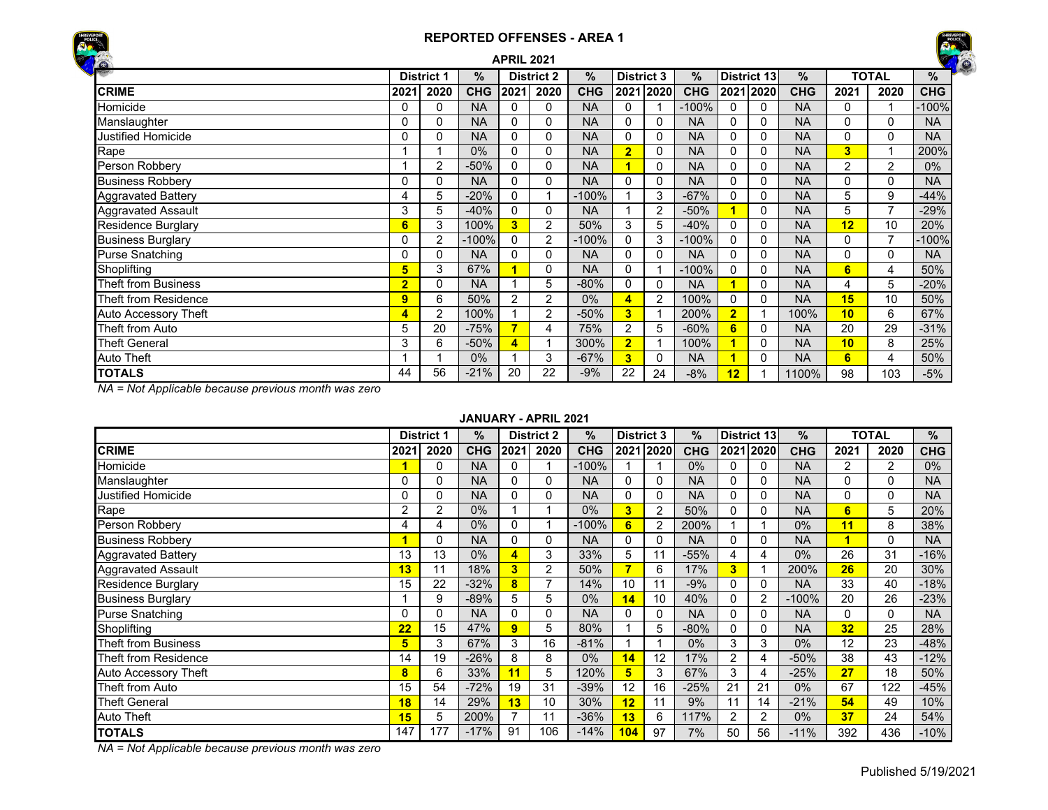# REPORTED OFFENSES - AREA 1

## APRIL 2021

| | District 1 | | % | District 2 | | % | District 3 | | % | District 13 | | % | TOTAL | | % |
|---|---|---|---|---|---|---|---|---|---|---|---|---|---|---|---|
| **CRIME** | **2021** | **2020** | **CHG** | **2021** | **2020** | **CHG** | **2021** | **2020** | **CHG** | **2021** | **2020** | **CHG** | **2021** | **2020** | **CHG** |
| Homicide | 0 | 0 | NA | 0 | 0 | NA | 0 | 1 | -100% | 0 | 0 | NA | 0 | 1 | -100% |
| Manslaughter | 0 | 0 | NA | 0 | 0 | NA | 0 | 0 | NA | 0 | 0 | NA | 0 | 0 | NA |
| Justified Homicide | 0 | 0 | NA | 0 | 0 | NA | 0 | 0 | NA | 0 | 0 | NA | 0 | 0 | NA |
| Rape | 1 | 1 | 0% | 0 | 0 | NA | 2 | 0 | NA | 0 | 0 | NA | 3 | 1 | 200% |
| Person Robbery | 1 | 2 | -50% | 0 | 0 | NA | 1 | 0 | NA | 0 | 0 | NA | 2 | 2 | 0% |
| Business Robbery | 0 | 0 | NA | 0 | 0 | NA | 0 | 0 | NA | 0 | 0 | NA | 0 | 0 | NA |
| Aggravated Battery | 4 | 5 | -20% | 0 | 1 | -100% | 1 | 3 | -67% | 0 | 0 | NA | 5 | 9 | -44% |
| Aggravated Assault | 3 | 5 | -40% | 0 | 0 | NA | 1 | 2 | -50% | 1 | 0 | NA | 5 | 7 | -29% |
| Residence Burglary | 6 | 3 | 100% | 3 | 2 | 50% | 3 | 5 | -40% | 0 | 0 | NA | 12 | 10 | 20% |
| Business Burglary | 0 | 2 | -100% | 0 | 2 | -100% | 0 | 3 | -100% | 0 | 0 | NA | 0 | 7 | -100% |
| Purse Snatching | 0 | 0 | NA | 0 | 0 | NA | 0 | 0 | NA | 0 | 0 | NA | 0 | 0 | NA |
| Shoplifting | 5 | 3 | 67% | 1 | 0 | NA | 0 | 1 | -100% | 0 | 0 | NA | 6 | 4 | 50% |
| Theft from Business | 2 | 0 | NA | 1 | 5 | -80% | 0 | 0 | NA | 1 | 0 | NA | 4 | 5 | -20% |
| Theft from Residence | 9 | 6 | 50% | 2 | 2 | 0% | 4 | 2 | 100% | 0 | 0 | NA | 15 | 10 | 50% |
| Auto Accessory Theft | 4 | 2 | 100% | 1 | 2 | -50% | 3 | 1 | 200% | 2 | 1 | 100% | 10 | 6 | 67% |
| Theft from Auto | 5 | 20 | -75% | 7 | 4 | 75% | 2 | 5 | -60% | 6 | 0 | NA | 20 | 29 | -31% |
| Theft General | 3 | 6 | -50% | 4 | 1 | 300% | 2 | 1 | 100% | 1 | 0 | NA | 10 | 8 | 25% |
| Auto Theft | 1 | 1 | 0% | 1 | 3 | -67% | 3 | 0 | NA | 1 | 0 | NA | 6 | 4 | 50% |
| **TOTALS** | 44 | 56 | -21% | 20 | 22 | -9% | 22 | 24 | -8% | 12 | 1 | 1100% | 98 | 103 | -5% |

*NA = Not Applicable because previous month was zero*

## JANUARY - APRIL 2021

| | District 1 | | % | District 2 | | % | District 3 | | % | District 13 | | % | TOTAL | | % |
|---|---|---|---|---|---|---|---|---|---|---|---|---|---|---|---|
| **CRIME** | **2021** | **2020** | **CHG** | **2021** | **2020** | **CHG** | **2021** | **2020** | **CHG** | **2021** | **2020** | **CHG** | **2021** | **2020** | **CHG** |
| Homicide | 1 | 0 | NA | 0 | 1 | -100% | 1 | 1 | 0% | 0 | 0 | NA | 2 | 2 | 0% |
| Manslaughter | 0 | 0 | NA | 0 | 0 | NA | 0 | 0 | NA | 0 | 0 | NA | 0 | 0 | NA |
| Justified Homicide | 0 | 0 | NA | 0 | 0 | NA | 0 | 0 | NA | 0 | 0 | NA | 0 | 0 | NA |
| Rape | 2 | 2 | 0% | 1 | 1 | 0% | 3 | 2 | 50% | 0 | 0 | NA | 6 | 5 | 20% |
| Person Robbery | 4 | 4 | 0% | 0 | 1 | -100% | 6 | 2 | 200% | 1 | 1 | 0% | 11 | 8 | 38% |
| Business Robbery | 1 | 0 | NA | 0 | 0 | NA | 0 | 0 | NA | 0 | 0 | NA | 1 | 0 | NA |
| Aggravated Battery | 13 | 13 | 0% | 4 | 3 | 33% | 5 | 11 | -55% | 4 | 4 | 0% | 26 | 31 | -16% |
| Aggravated Assault | 13 | 11 | 18% | 3 | 2 | 50% | 7 | 6 | 17% | 3 | 1 | 200% | 26 | 20 | 30% |
| Residence Burglary | 15 | 22 | -32% | 8 | 7 | 14% | 10 | 11 | -9% | 0 | 0 | NA | 33 | 40 | -18% |
| Business Burglary | 1 | 9 | -89% | 5 | 5 | 0% | 14 | 10 | 40% | 0 | 2 | -100% | 20 | 26 | -23% |
| Purse Snatching | 0 | 0 | NA | 0 | 0 | NA | 0 | 0 | NA | 0 | 0 | NA | 0 | 0 | NA |
| Shoplifting | 22 | 15 | 47% | 9 | 5 | 80% | 1 | 5 | -80% | 0 | 0 | NA | 32 | 25 | 28% |
| Theft from Business | 5 | 3 | 67% | 3 | 16 | -81% | 1 | 1 | 0% | 3 | 3 | 0% | 12 | 23 | -48% |
| Theft from Residence | 14 | 19 | -26% | 8 | 8 | 0% | 14 | 12 | 17% | 2 | 4 | -50% | 38 | 43 | -12% |
| Auto Accessory Theft | 8 | 6 | 33% | 11 | 5 | 120% | 5 | 3 | 67% | 3 | 4 | -25% | 27 | 18 | 50% |
| Theft from Auto | 15 | 54 | -72% | 19 | 31 | -39% | 12 | 16 | -25% | 21 | 21 | 0% | 67 | 122 | -45% |
| Theft General | 18 | 14 | 29% | 13 | 10 | 30% | 12 | 11 | 9% | 11 | 14 | -21% | 54 | 49 | 10% |
| Auto Theft | 15 | 5 | 200% | 7 | 11 | -36% | 13 | 6 | 117% | 2 | 2 | 0% | 37 | 24 | 54% |
| **TOTALS** | 147 | 177 | -17% | 91 | 106 | -14% | 104 | 97 | 7% | 50 | 56 | -11% | 392 | 436 | -10% |

*NA = Not Applicable because previous month was zero*

Published 5/19/2021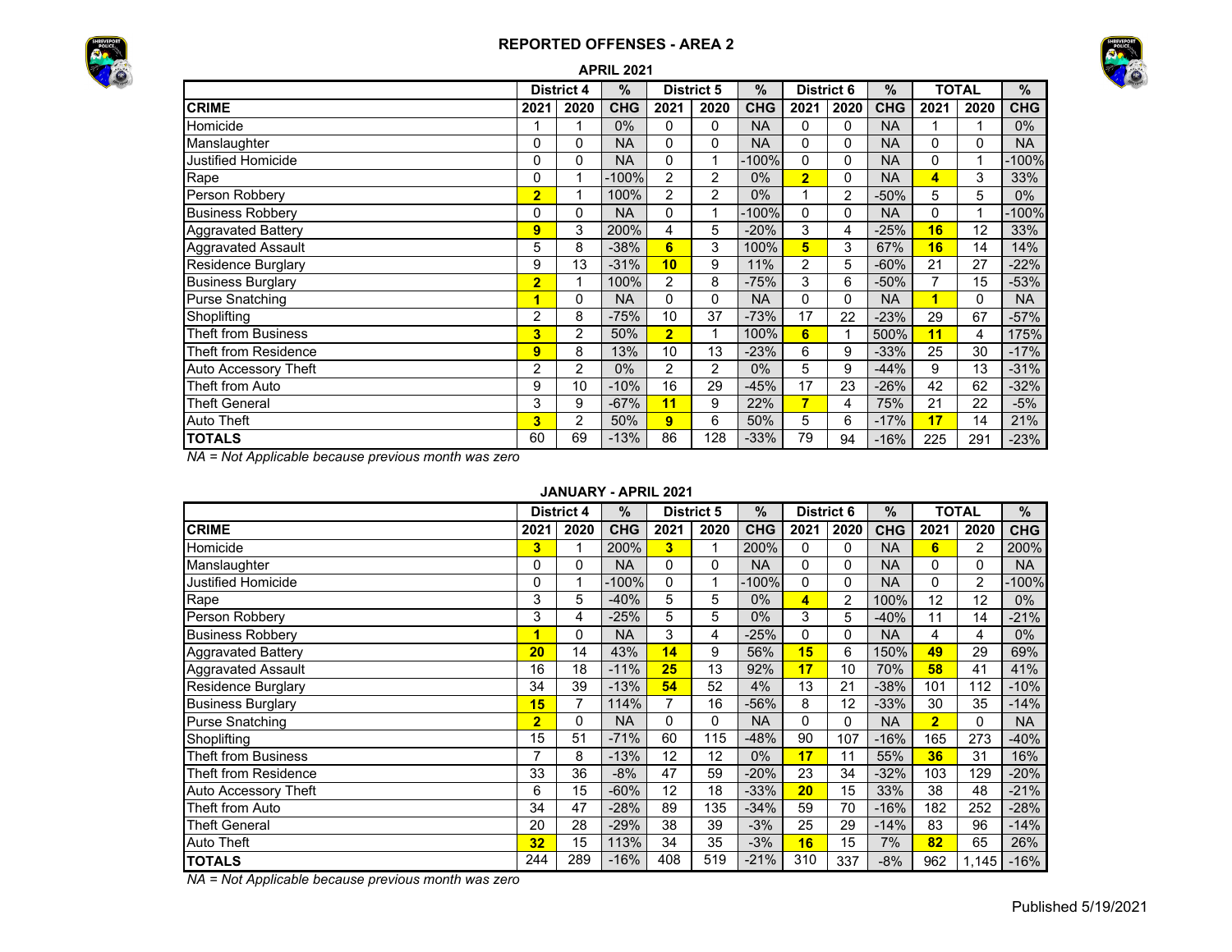## REPORTED OFFENSES - AREA 2

### APRIL 2021

| | District 4 | | % | District 5 | | % | District 6 | | % | TOTAL | | % |
|---|---|---|---|---|---|---|---|---|---|---|---|---|
| **CRIME** | **2021** | **2020** | **CHG** | **2021** | **2020** | **CHG** | **2021** | **2020** | **CHG** | **2021** | **2020** | **CHG** |
| Homicide | 1 | 1 | 0% | 0 | 0 | NA | 0 | 0 | NA | 1 | 1 | 0% |
| Manslaughter | 0 | 0 | NA | 0 | 0 | NA | 0 | 0 | NA | 0 | 0 | NA |
| Justified Homicide | 0 | 0 | NA | 0 | 1 | -100% | 0 | 0 | NA | 0 | 1 | -100% |
| Rape | 0 | 1 | -100% | 2 | 2 | 0% | **2** | 0 | NA | **4** | 3 | 33% |
| Person Robbery | **2** | 1 | 100% | 2 | 2 | 0% | 1 | 2 | -50% | 5 | 5 | 0% |
| Business Robbery | 0 | 0 | NA | 0 | 1 | -100% | 0 | 0 | NA | 0 | 1 | -100% |
| Aggravated Battery | **9** | 3 | 200% | 4 | 5 | -20% | 3 | 4 | -25% | **16** | 12 | 33% |
| Aggravated Assault | 5 | 8 | -38% | **6** | 3 | 100% | **5** | 3 | 67% | **16** | 14 | 14% |
| Residence Burglary | 9 | 13 | -31% | **10** | 9 | 11% | 2 | 5 | -60% | 21 | 27 | -22% |
| Business Burglary | **2** | 1 | 100% | 2 | 8 | -75% | 3 | 6 | -50% | 7 | 15 | -53% |
| Purse Snatching | **1** | 0 | NA | 0 | 0 | NA | 0 | 0 | NA | **1** | 0 | NA |
| Shoplifting | 2 | 8 | -75% | 10 | 37 | -73% | 17 | 22 | -23% | 29 | 67 | -57% |
| Theft from Business | **3** | 2 | 50% | **2** | 1 | 100% | **6** | 1 | 500% | **11** | 4 | 175% |
| Theft from Residence | **9** | 8 | 13% | 10 | 13 | -23% | 6 | 9 | -33% | 25 | 30 | -17% |
| Auto Accessory Theft | 2 | 2 | 0% | 2 | 2 | 0% | 5 | 9 | -44% | 9 | 13 | -31% |
| Theft from Auto | 9 | 10 | -10% | 16 | 29 | -45% | 17 | 23 | -26% | 42 | 62 | -32% |
| Theft General | 3 | 9 | -67% | **11** | 9 | 22% | **7** | 4 | 75% | 21 | 22 | -5% |
| Auto Theft | **3** | 2 | 50% | **9** | 6 | 50% | 5 | 6 | -17% | **17** | 14 | 21% |
| **TOTALS** | 60 | 69 | -13% | 86 | 128 | -33% | 79 | 94 | -16% | 225 | 291 | -23% |

*NA = Not Applicable because previous month was zero*

### JANUARY - APRIL 2021

| | District 4 | | % | District 5 | | % | District 6 | | % | TOTAL | | % |
|---|---|---|---|---|---|---|---|---|---|---|---|---|
| **CRIME** | **2021** | **2020** | **CHG** | **2021** | **2020** | **CHG** | **2021** | **2020** | **CHG** | **2021** | **2020** | **CHG** |
| Homicide | **3** | 1 | 200% | **3** | 1 | 200% | 0 | 0 | NA | **6** | 2 | 200% |
| Manslaughter | 0 | 0 | NA | 0 | 0 | NA | 0 | 0 | NA | 0 | 0 | NA |
| Justified Homicide | 0 | 1 | -100% | 0 | 1 | -100% | 0 | 0 | NA | 0 | 2 | -100% |
| Rape | 3 | 5 | -40% | 5 | 5 | 0% | **4** | 2 | 100% | 12 | 12 | 0% |
| Person Robbery | 3 | 4 | -25% | 5 | 5 | 0% | 3 | 5 | -40% | 11 | 14 | -21% |
| Business Robbery | **1** | 0 | NA | 3 | 4 | -25% | 0 | 0 | NA | 4 | 4 | 0% |
| Aggravated Battery | **20** | 14 | 43% | **14** | 9 | 56% | **15** | 6 | 150% | **49** | 29 | 69% |
| Aggravated Assault | 16 | 18 | -11% | **25** | 13 | 92% | **17** | 10 | 70% | **58** | 41 | 41% |
| Residence Burglary | 34 | 39 | -13% | **54** | 52 | 4% | 13 | 21 | -38% | 101 | 112 | -10% |
| Business Burglary | **15** | 7 | 114% | 7 | 16 | -56% | 8 | 12 | -33% | 30 | 35 | -14% |
| Purse Snatching | **2** | 0 | NA | 0 | 0 | NA | 0 | 0 | NA | **2** | 0 | NA |
| Shoplifting | 15 | 51 | -71% | 60 | 115 | -48% | 90 | 107 | -16% | 165 | 273 | -40% |
| Theft from Business | 7 | 8 | -13% | 12 | 12 | 0% | **17** | 11 | 55% | **36** | 31 | 16% |
| Theft from Residence | 33 | 36 | -8% | 47 | 59 | -20% | 23 | 34 | -32% | 103 | 129 | -20% |
| Auto Accessory Theft | 6 | 15 | -60% | 12 | 18 | -33% | **20** | 15 | 33% | 38 | 48 | -21% |
| Theft from Auto | 34 | 47 | -28% | 89 | 135 | -34% | 59 | 70 | -16% | 182 | 252 | -28% |
| Theft General | 20 | 28 | -29% | 38 | 39 | -3% | 25 | 29 | -14% | 83 | 96 | -14% |
| Auto Theft | **32** | 15 | 113% | 34 | 35 | -3% | **16** | 15 | 7% | **82** | 65 | 26% |
| **TOTALS** | 244 | 289 | -16% | 408 | 519 | -21% | 310 | 337 | -8% | 962 | 1,145 | -16% |

*NA = Not Applicable because previous month was zero*

Published 5/19/2021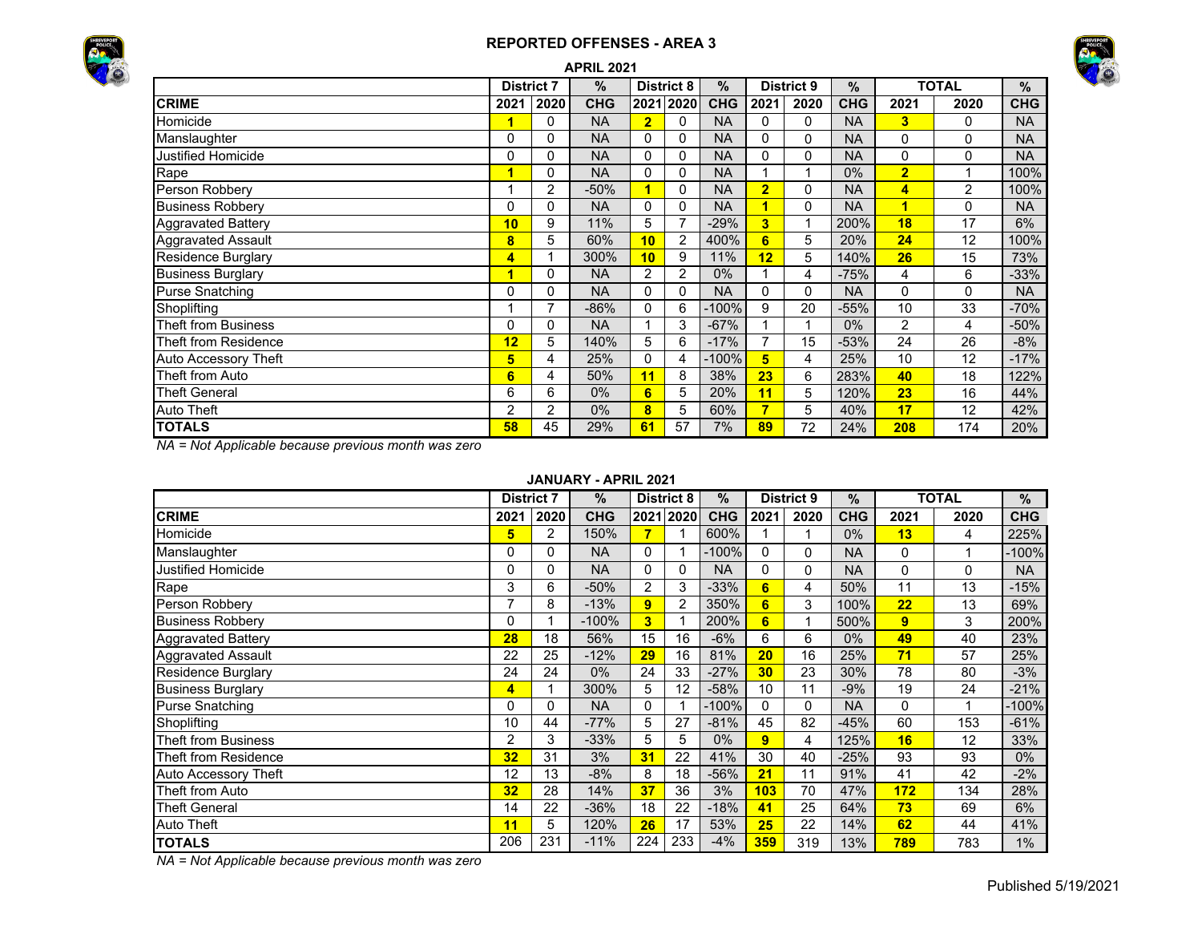# REPORTED OFFENSES - AREA 3

## APRIL 2021

| | District 7 | | % | District 8 | | % | District 9 | | % | TOTAL | | % |
|---|---|---|---|---|---|---|---|---|---|---|---|---|
| **CRIME** | **2021** | **2020** | **CHG** | **2021** | **2020** | **CHG** | **2021** | **2020** | **CHG** | **2021** | **2020** | **CHG** |
| Homicide | **1** | 0 | NA | **2** | 0 | NA | 0 | 0 | NA | **3** | 0 | NA |
| Manslaughter | 0 | 0 | NA | 0 | 0 | NA | 0 | 0 | NA | 0 | 0 | NA |
| Justified Homicide | 0 | 0 | NA | 0 | 0 | NA | 0 | 0 | NA | 0 | 0 | NA |
| Rape | **1** | 0 | NA | 0 | 0 | NA | 1 | 1 | 0% | **2** | 1 | 100% |
| Person Robbery | 1 | 2 | -50% | **1** | 0 | NA | **2** | 0 | NA | **4** | 2 | 100% |
| Business Robbery | 0 | 0 | NA | 0 | 0 | NA | **1** | 0 | NA | **1** | 0 | NA |
| Aggravated Battery | **10** | 9 | 11% | 5 | 7 | -29% | **3** | 1 | 200% | **18** | 17 | 6% |
| Aggravated Assault | **8** | 5 | 60% | **10** | 2 | 400% | **6** | 5 | 20% | **24** | 12 | 100% |
| Residence Burglary | **4** | 1 | 300% | **10** | 9 | 11% | **12** | 5 | 140% | **26** | 15 | 73% |
| Business Burglary | **1** | 0 | NA | 2 | 2 | 0% | 1 | 4 | -75% | 4 | 6 | -33% |
| Purse Snatching | 0 | 0 | NA | 0 | 0 | NA | 0 | 0 | NA | 0 | 0 | NA |
| Shoplifting | 1 | 7 | -86% | 0 | 6 | -100% | 9 | 20 | -55% | 10 | 33 | -70% |
| Theft from Business | 0 | 0 | NA | 1 | 3 | -67% | 1 | 1 | 0% | 2 | 4 | -50% |
| Theft from Residence | **12** | 5 | 140% | 5 | 6 | -17% | 7 | 15 | -53% | 24 | 26 | -8% |
| Auto Accessory Theft | **5** | 4 | 25% | 0 | 4 | -100% | **5** | 4 | 25% | 10 | 12 | -17% |
| Theft from Auto | **6** | 4 | 50% | **11** | 8 | 38% | **23** | 6 | 283% | **40** | 18 | 122% |
| Theft General | 6 | 6 | 0% | **6** | 5 | 20% | **11** | 5 | 120% | **23** | 16 | 44% |
| Auto Theft | 2 | 2 | 0% | **8** | 5 | 60% | **7** | 5 | 40% | **17** | 12 | 42% |
| **TOTALS** | **58** | 45 | 29% | **61** | 57 | 7% | **89** | 72 | 24% | **208** | 174 | 20% |

*NA = Not Applicable because previous month was zero*

## JANUARY - APRIL 2021

| | District 7 | | % | District 8 | | % | District 9 | | % | TOTAL | | % |
|---|---|---|---|---|---|---|---|---|---|---|---|---|
| **CRIME** | **2021** | **2020** | **CHG** | **2021** | **2020** | **CHG** | **2021** | **2020** | **CHG** | **2021** | **2020** | **CHG** |
| Homicide | **5** | 2 | 150% | **7** | 1 | 600% | 1 | 1 | 0% | **13** | 4 | 225% |
| Manslaughter | 0 | 0 | NA | 0 | 1 | -100% | 0 | 0 | NA | 0 | 1 | -100% |
| Justified Homicide | 0 | 0 | NA | 0 | 0 | NA | 0 | 0 | NA | 0 | 0 | NA |
| Rape | 3 | 6 | -50% | 2 | 3 | -33% | **6** | 4 | 50% | 11 | 13 | -15% |
| Person Robbery | 7 | 8 | -13% | **9** | 2 | 350% | **6** | 3 | 100% | **22** | 13 | 69% |
| Business Robbery | 0 | 1 | -100% | **3** | 1 | 200% | **6** | 1 | 500% | **9** | 3 | 200% |
| Aggravated Battery | **28** | 18 | 56% | 15 | 16 | -6% | 6 | 6 | 0% | **49** | 40 | 23% |
| Aggravated Assault | 22 | 25 | -12% | **29** | 16 | 81% | **20** | 16 | 25% | **71** | 57 | 25% |
| Residence Burglary | 24 | 24 | 0% | 24 | 33 | -27% | **30** | 23 | 30% | 78 | 80 | -3% |
| Business Burglary | **4** | 1 | 300% | 5 | 12 | -58% | 10 | 11 | -9% | 19 | 24 | -21% |
| Purse Snatching | 0 | 0 | NA | 0 | 1 | -100% | 0 | 0 | NA | 0 | 1 | -100% |
| Shoplifting | 10 | 44 | -77% | 5 | 27 | -81% | 45 | 82 | -45% | 60 | 153 | -61% |
| Theft from Business | 2 | 3 | -33% | 5 | 5 | 0% | **9** | 4 | 125% | **16** | 12 | 33% |
| Theft from Residence | **32** | 31 | 3% | **31** | 22 | 41% | 30 | 40 | -25% | 93 | 93 | 0% |
| Auto Accessory Theft | 12 | 13 | -8% | 8 | 18 | -56% | **21** | 11 | 91% | 41 | 42 | -2% |
| Theft from Auto | **32** | 28 | 14% | **37** | 36 | 3% | **103** | 70 | 47% | **172** | 134 | 28% |
| Theft General | 14 | 22 | -36% | 18 | 22 | -18% | **41** | 25 | 64% | **73** | 69 | 6% |
| Auto Theft | **11** | 5 | 120% | **26** | 17 | 53% | **25** | 22 | 14% | **62** | 44 | 41% |
| **TOTALS** | 206 | 231 | -11% | 224 | 233 | -4% | **359** | 319 | 13% | **789** | 783 | 1% |

*NA = Not Applicable because previous month was zero*

Published 5/19/2021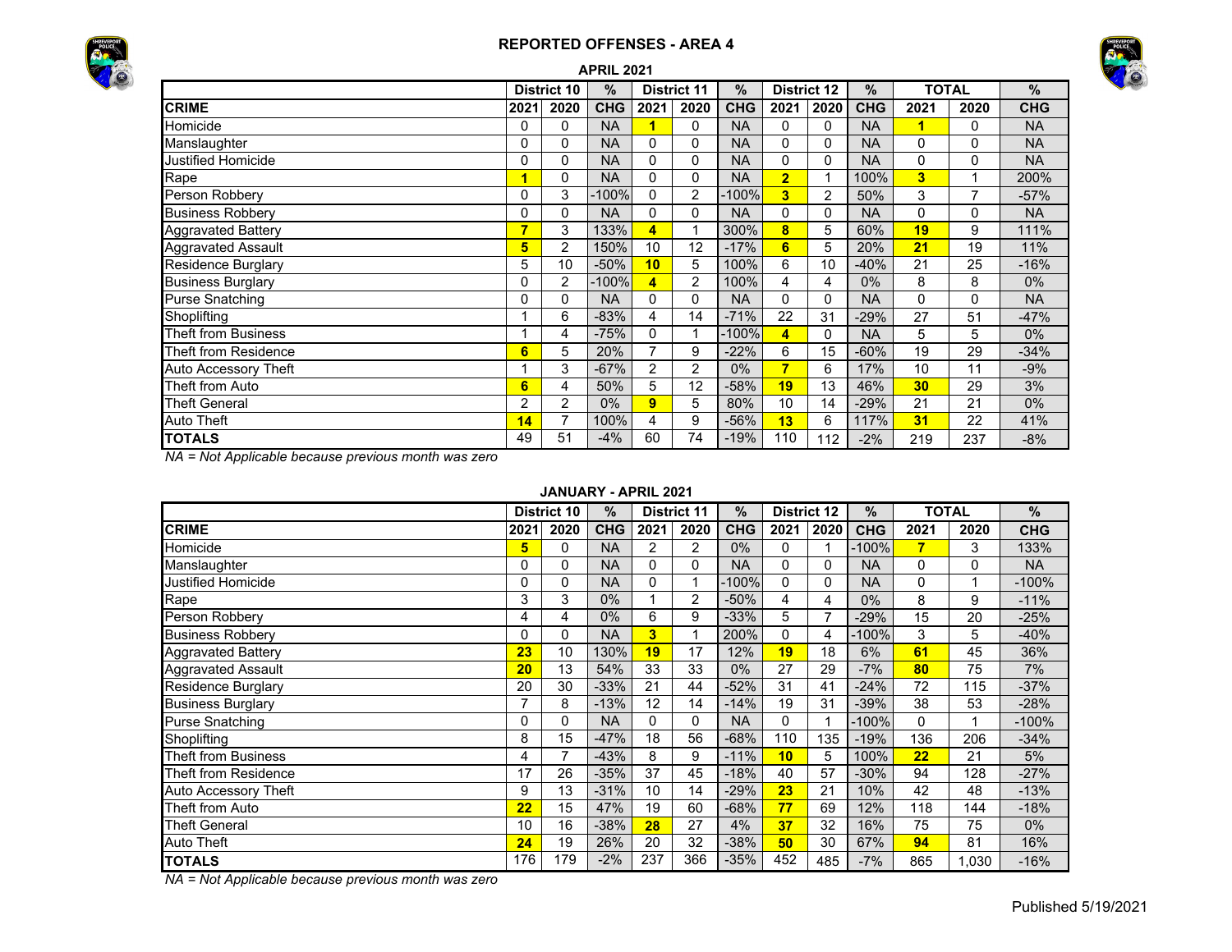## REPORTED OFFENSES - AREA 4

### APRIL 2021

| | District 10 | | % | District 11 | | % | District 12 | | % | TOTAL | | % |
|---|---|---|---|---|---|---|---|---|---|---|---|---|
| **CRIME** | **2021** | **2020** | **CHG** | **2021** | **2020** | **CHG** | **2021** | **2020** | **CHG** | **2021** | **2020** | **CHG** |
| Homicide | 0 | 0 | NA | 1 | 0 | NA | 0 | 0 | NA | 1 | 0 | NA |
| Manslaughter | 0 | 0 | NA | 0 | 0 | NA | 0 | 0 | NA | 0 | 0 | NA |
| Justified Homicide | 0 | 0 | NA | 0 | 0 | NA | 0 | 0 | NA | 0 | 0 | NA |
| Rape | 1 | 0 | NA | 0 | 0 | NA | 2 | 1 | 100% | 3 | 1 | 200% |
| Person Robbery | 0 | 3 | -100% | 0 | 2 | -100% | 3 | 2 | 50% | 3 | 7 | -57% |
| Business Robbery | 0 | 0 | NA | 0 | 0 | NA | 0 | 0 | NA | 0 | 0 | NA |
| Aggravated Battery | 7 | 3 | 133% | 4 | 1 | 300% | 8 | 5 | 60% | 19 | 9 | 111% |
| Aggravated Assault | 5 | 2 | 150% | 10 | 12 | -17% | 6 | 5 | 20% | 21 | 19 | 11% |
| Residence Burglary | 5 | 10 | -50% | 10 | 5 | 100% | 6 | 10 | -40% | 21 | 25 | -16% |
| Business Burglary | 0 | 2 | -100% | 4 | 2 | 100% | 4 | 4 | 0% | 8 | 8 | 0% |
| Purse Snatching | 0 | 0 | NA | 0 | 0 | NA | 0 | 0 | NA | 0 | 0 | NA |
| Shoplifting | 1 | 6 | -83% | 4 | 14 | -71% | 22 | 31 | -29% | 27 | 51 | -47% |
| Theft from Business | 1 | 4 | -75% | 0 | 1 | -100% | 4 | 0 | NA | 5 | 5 | 0% |
| Theft from Residence | 6 | 5 | 20% | 7 | 9 | -22% | 6 | 15 | -60% | 19 | 29 | -34% |
| Auto Accessory Theft | 1 | 3 | -67% | 2 | 2 | 0% | 7 | 6 | 17% | 10 | 11 | -9% |
| Theft from Auto | 6 | 4 | 50% | 5 | 12 | -58% | 19 | 13 | 46% | 30 | 29 | 3% |
| Theft General | 2 | 2 | 0% | 9 | 5 | 80% | 10 | 14 | -29% | 21 | 21 | 0% |
| Auto Theft | 14 | 7 | 100% | 4 | 9 | -56% | 13 | 6 | 117% | 31 | 22 | 41% |
| **TOTALS** | 49 | 51 | -4% | 60 | 74 | -19% | 110 | 112 | -2% | 219 | 237 | -8% |

*NA = Not Applicable because previous month was zero*

### JANUARY - APRIL 2021

| | District 10 | | % | District 11 | | % | District 12 | | % | TOTAL | | % |
|---|---|---|---|---|---|---|---|---|---|---|---|---|
| **CRIME** | **2021** | **2020** | **CHG** | **2021** | **2020** | **CHG** | **2021** | **2020** | **CHG** | **2021** | **2020** | **CHG** |
| Homicide | 5 | 0 | NA | 2 | 2 | 0% | 0 | 1 | -100% | 7 | 3 | 133% |
| Manslaughter | 0 | 0 | NA | 0 | 0 | NA | 0 | 0 | NA | 0 | 0 | NA |
| Justified Homicide | 0 | 0 | NA | 0 | 1 | -100% | 0 | 0 | NA | 0 | 1 | -100% |
| Rape | 3 | 3 | 0% | 1 | 2 | -50% | 4 | 4 | 0% | 8 | 9 | -11% |
| Person Robbery | 4 | 4 | 0% | 6 | 9 | -33% | 5 | 7 | -29% | 15 | 20 | -25% |
| Business Robbery | 0 | 0 | NA | 3 | 1 | 200% | 0 | 4 | -100% | 3 | 5 | -40% |
| Aggravated Battery | 23 | 10 | 130% | 19 | 17 | 12% | 19 | 18 | 6% | 61 | 45 | 36% |
| Aggravated Assault | 20 | 13 | 54% | 33 | 33 | 0% | 27 | 29 | -7% | 80 | 75 | 7% |
| Residence Burglary | 20 | 30 | -33% | 21 | 44 | -52% | 31 | 41 | -24% | 72 | 115 | -37% |
| Business Burglary | 7 | 8 | -13% | 12 | 14 | -14% | 19 | 31 | -39% | 38 | 53 | -28% |
| Purse Snatching | 0 | 0 | NA | 0 | 0 | NA | 0 | 1 | -100% | 0 | 1 | -100% |
| Shoplifting | 8 | 15 | -47% | 18 | 56 | -68% | 110 | 135 | -19% | 136 | 206 | -34% |
| Theft from Business | 4 | 7 | -43% | 8 | 9 | -11% | 10 | 5 | 100% | 22 | 21 | 5% |
| Theft from Residence | 17 | 26 | -35% | 37 | 45 | -18% | 40 | 57 | -30% | 94 | 128 | -27% |
| Auto Accessory Theft | 9 | 13 | -31% | 10 | 14 | -29% | 23 | 21 | 10% | 42 | 48 | -13% |
| Theft from Auto | 22 | 15 | 47% | 19 | 60 | -68% | 77 | 69 | 12% | 118 | 144 | -18% |
| Theft General | 10 | 16 | -38% | 28 | 27 | 4% | 37 | 32 | 16% | 75 | 75 | 0% |
| Auto Theft | 24 | 19 | 26% | 20 | 32 | -38% | 50 | 30 | 67% | 94 | 81 | 16% |
| **TOTALS** | 176 | 179 | -2% | 237 | 366 | -35% | 452 | 485 | -7% | 865 | 1,030 | -16% |

*NA = Not Applicable because previous month was zero*

Published 5/19/2021